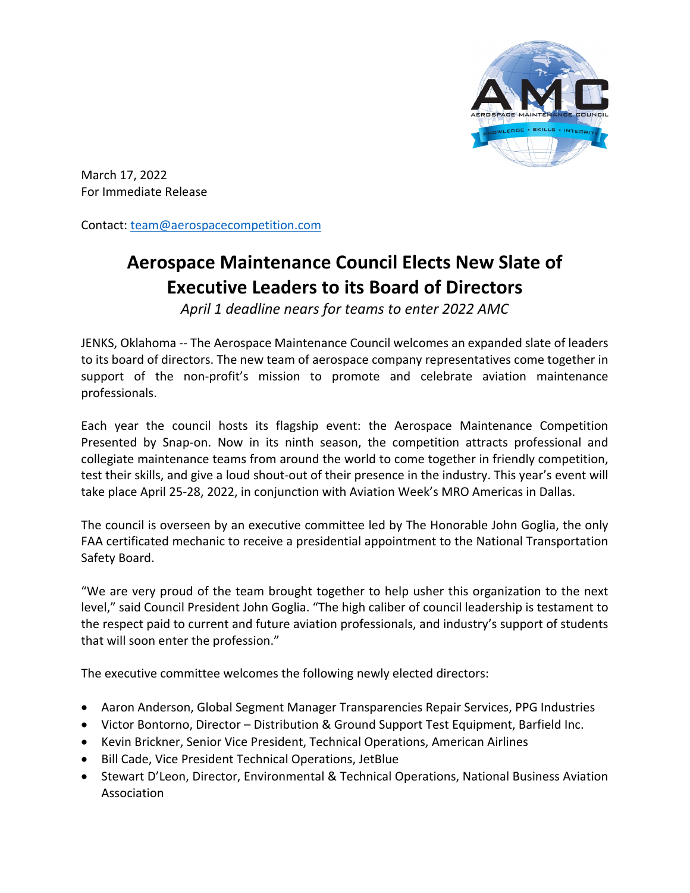March 17, 2022
For Immediate Release

Contact: team@aerospacecompetition.com

# Aerospace Maintenance Council Elects New Slate of Executive Leaders to its Board of Directors

*April 1 deadline nears for teams to enter 2022 AMC*

JENKS, Oklahoma -- The Aerospace Maintenance Council welcomes an expanded slate of leaders to its board of directors. The new team of aerospace company representatives come together in support of the non-profit's mission to promote and celebrate aviation maintenance professionals.

Each year the council hosts its flagship event: the Aerospace Maintenance Competition Presented by Snap-on. Now in its ninth season, the competition attracts professional and collegiate maintenance teams from around the world to come together in friendly competition, test their skills, and give a loud shout-out of their presence in the industry. This year's event will take place April 25-28, 2022, in conjunction with Aviation Week's MRO Americas in Dallas.

The council is overseen by an executive committee led by The Honorable John Goglia, the only FAA certificated mechanic to receive a presidential appointment to the National Transportation Safety Board.

"We are very proud of the team brought together to help usher this organization to the next level," said Council President John Goglia. "The high caliber of council leadership is testament to the respect paid to current and future aviation professionals, and industry's support of students that will soon enter the profession."

The executive committee welcomes the following newly elected directors:

- Aaron Anderson, Global Segment Manager Transparencies Repair Services, PPG Industries
- Victor Bontorno, Director – Distribution & Ground Support Test Equipment, Barfield Inc.
- Kevin Brickner, Senior Vice President, Technical Operations, American Airlines
- Bill Cade, Vice President Technical Operations, JetBlue
- Stewart D'Leon, Director, Environmental & Technical Operations, National Business Aviation Association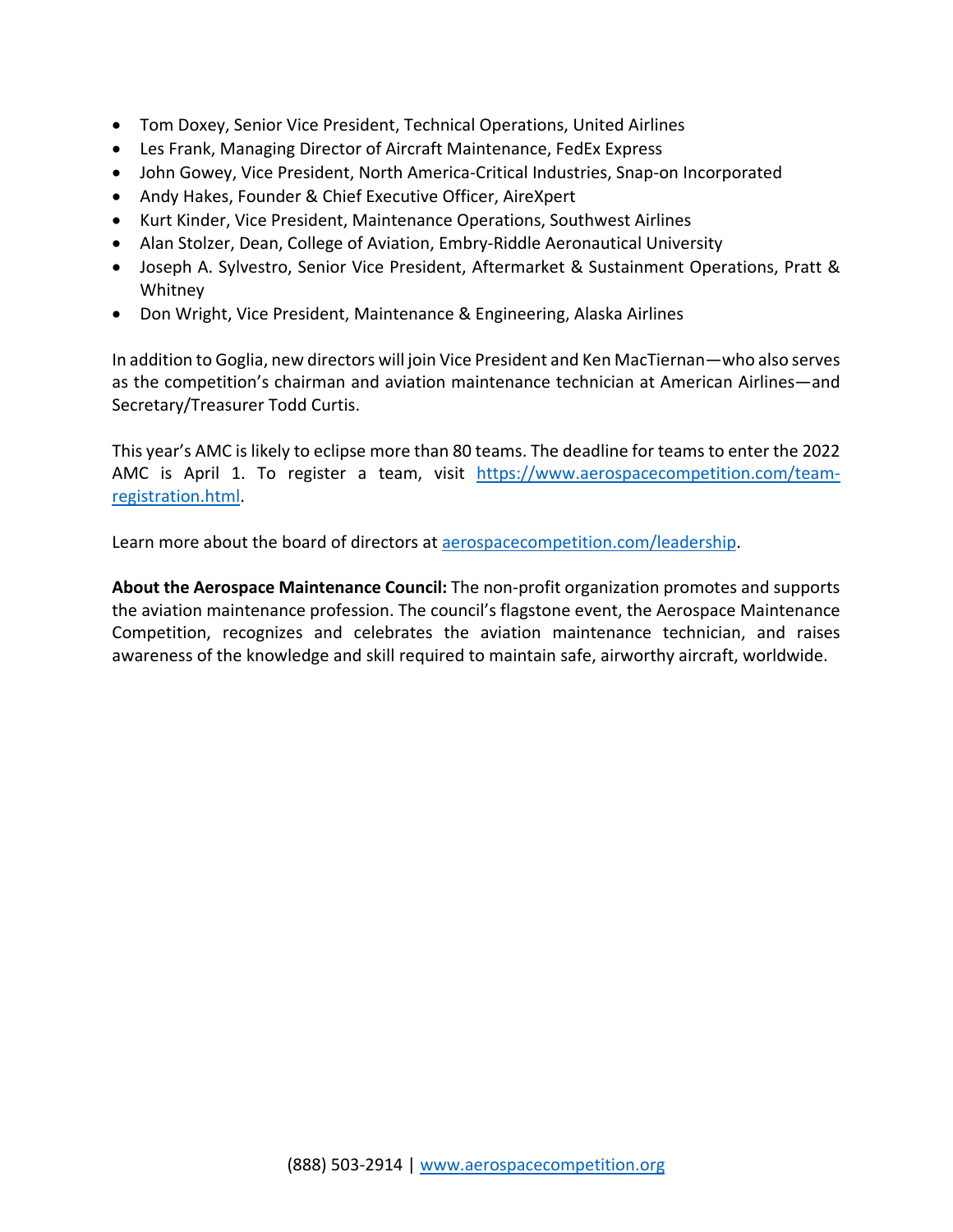- Tom Doxey, Senior Vice President, Technical Operations, United Airlines
- Les Frank, Managing Director of Aircraft Maintenance, FedEx Express
- John Gowey, Vice President, North America-Critical Industries, Snap-on Incorporated
- Andy Hakes, Founder & Chief Executive Officer, AireXpert
- Kurt Kinder, Vice President, Maintenance Operations, Southwest Airlines
- Alan Stolzer, Dean, College of Aviation, Embry-Riddle Aeronautical University
- Joseph A. Sylvestro, Senior Vice President, Aftermarket & Sustainment Operations, Pratt & Whitney
- Don Wright, Vice President, Maintenance & Engineering, Alaska Airlines

In addition to Goglia, new directors will join Vice President and Ken MacTiernan—who also serves as the competition's chairman and aviation maintenance technician at American Airlines—and Secretary/Treasurer Todd Curtis.

This year's AMC is likely to eclipse more than 80 teams. The deadline for teams to enter the 2022 AMC is April 1. To register a team, visit [https://www.aerospacecompetition.com/team-registration.html](https://www.aerospacecompetition.com/team-registration.html).

Learn more about the board of directors at [aerospacecompetition.com/leadership](aerospacecompetition.com/leadership).

**About the Aerospace Maintenance Council:** The non-profit organization promotes and supports the aviation maintenance profession. The council's flagstone event, the Aerospace Maintenance Competition, recognizes and celebrates the aviation maintenance technician, and raises awareness of the knowledge and skill required to maintain safe, airworthy aircraft, worldwide.

(888) 503-2914 | [www.aerospacecompetition.org](www.aerospacecompetition.org)